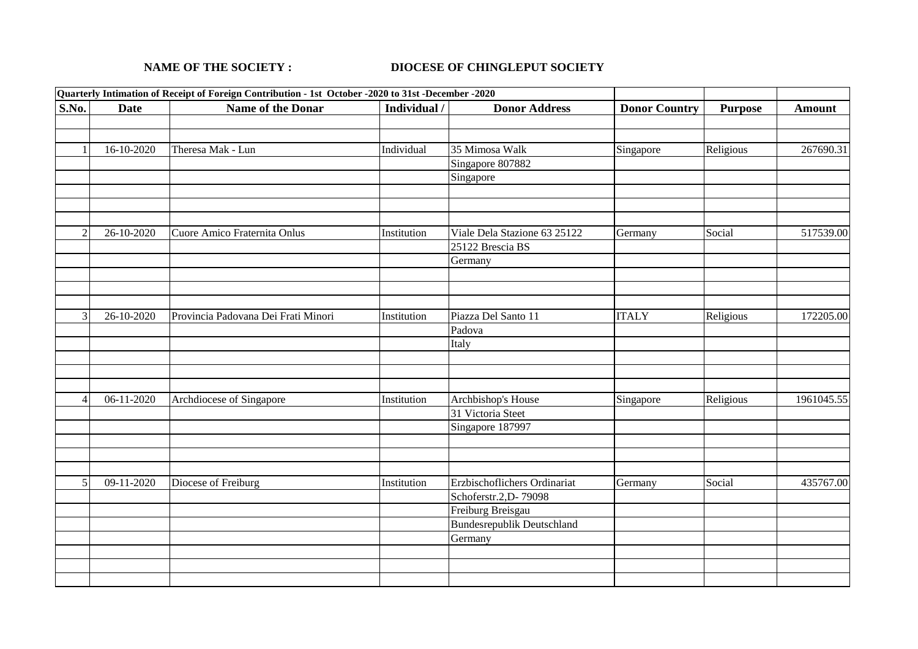**NAME OF THE SOCIETY :** **DIOCESE OF CHINGLEPUT SOCIETY**

| Quarterly Intimation of Receipt of Foreign Contribution - 1st October -2020 to 31st -December -2020 | | | | | | | |
|---|---|---|---|---|---|---|---|
| **S.No.** | **Date** | **Name of the Donar** | **Individual /** | **Donor Address** | **Donor Country** | **Purpose** | **Amount** |
| | | | | | | | |
| | | | | | | | |
| 1 | 16-10-2020 | Theresa Mak - Lun | Individual | 35 Mimosa Walk | Singapore | Religious | 267690.31 |
| | | | | Singapore 807882 | | | |
| | | | | Singapore | | | |
| | | | | | | | |
| | | | | | | | |
| | | | | | | | |
| 2 | 26-10-2020 | Cuore Amico Fraternita Onlus | Institution | Viale Dela Stazione 63 25122 | Germany | Social | 517539.00 |
| | | | | 25122 Brescia BS | | | |
| | | | | Germany | | | |
| | | | | | | | |
| | | | | | | | |
| | | | | | | | |
| 3 | 26-10-2020 | Provincia Padovana Dei Frati Minori | Institution | Piazza Del Santo 11 | ITALY | Religious | 172205.00 |
| | | | | Padova | | | |
| | | | | Italy | | | |
| | | | | | | | |
| | | | | | | | |
| | | | | | | | |
| 4 | 06-11-2020 | Archdiocese of Singapore | Institution | Archbishop's House | Singapore | Religious | 1961045.55 |
| | | | | 31 Victoria Steet | | | |
| | | | | Singapore 187997 | | | |
| | | | | | | | |
| | | | | | | | |
| | | | | | | | |
| 5 | 09-11-2020 | Diocese of Freiburg | Institution | Erzbischoflichers Ordinariat | Germany | Social | 435767.00 |
| | | | | Schoferstr.2,D- 79098 | | | |
| | | | | Freiburg Breisgau | | | |
| | | | | Bundesrepublik Deutschland | | | |
| | | | | Germany | | | |
| | | | | | | | |
| | | | | | | | |
| | | | | | | | |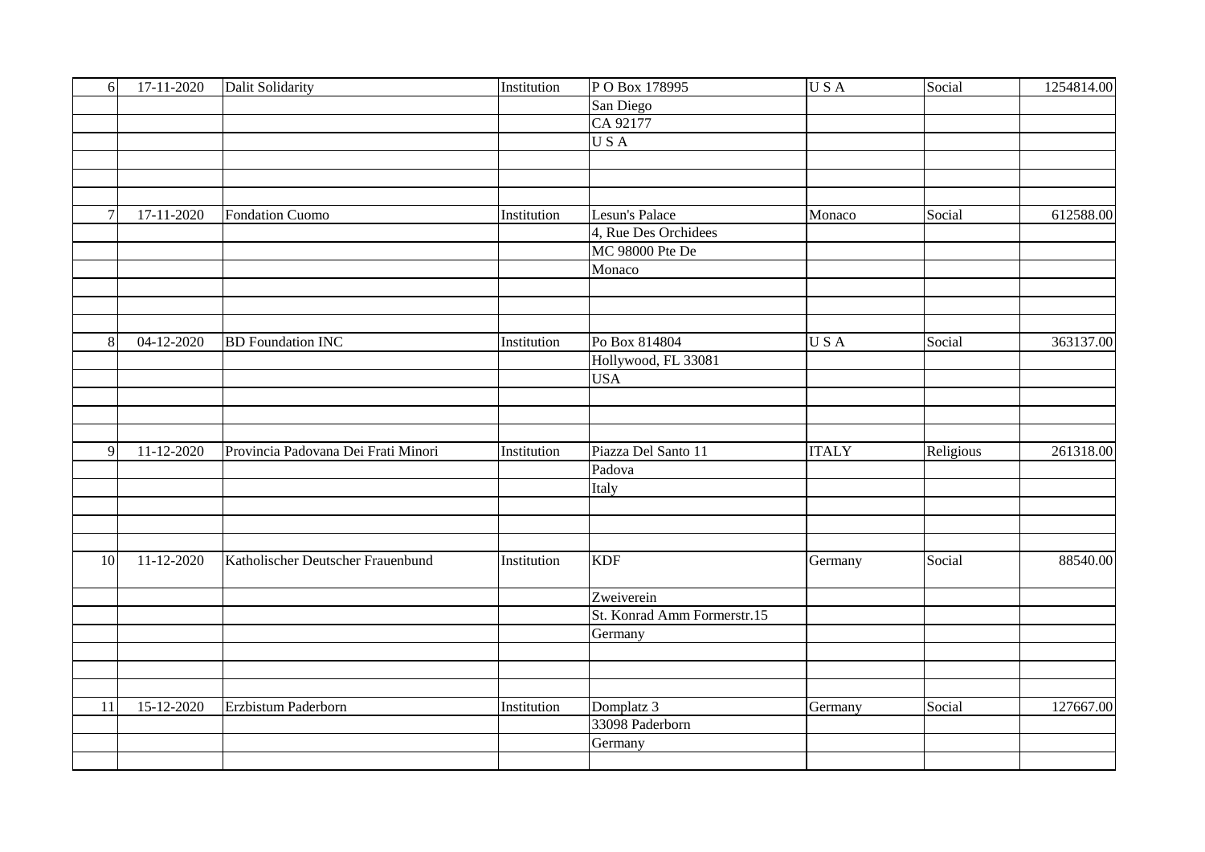| 6 | 17-11-2020 | Dalit Solidarity | Institution | P O Box 178995 | U S A | Social | 1254814.00 |
|---|---|---|---|---|---|---|---|
| | | | | San Diego | | | |
| | | | | CA 92177 | | | |
| | | | | U S A | | | |
| | | | | | | | |
| | | | | | | | |
| | | | | | | | |
| 7 | 17-11-2020 | Fondation Cuomo | Institution | Lesun's Palace | Monaco | Social | 612588.00 |
| | | | | 4, Rue Des Orchidees | | | |
| | | | | MC 98000 Pte De | | | |
| | | | | Monaco | | | |
| | | | | | | | |
| | | | | | | | |
| | | | | | | | |
| 8 | 04-12-2020 | BD Foundation INC | Institution | Po Box 814804 | U S A | Social | 363137.00 |
| | | | | Hollywood, FL 33081 | | | |
| | | | | USA | | | |
| | | | | | | | |
| | | | | | | | |
| | | | | | | | |
| 9 | 11-12-2020 | Provincia Padovana Dei Frati Minori | Institution | Piazza Del Santo 11 | ITALY | Religious | 261318.00 |
| | | | | Padova | | | |
| | | | | Italy | | | |
| | | | | | | | |
| | | | | | | | |
| | | | | | | | |
| 10 | 11-12-2020 | Katholischer Deutscher Frauenbund | Institution | KDF | Germany | Social | 88540.00 |
| | | | | Zweiverein | | | |
| | | | | St. Konrad Amm Formerstr.15 | | | |
| | | | | Germany | | | |
| | | | | | | | |
| | | | | | | | |
| | | | | | | | |
| 11 | 15-12-2020 | Erzbistum Paderborn | Institution | Domplatz 3 | Germany | Social | 127667.00 |
| | | | | 33098 Paderborn | | | |
| | | | | Germany | | | |
| | | | | | | | |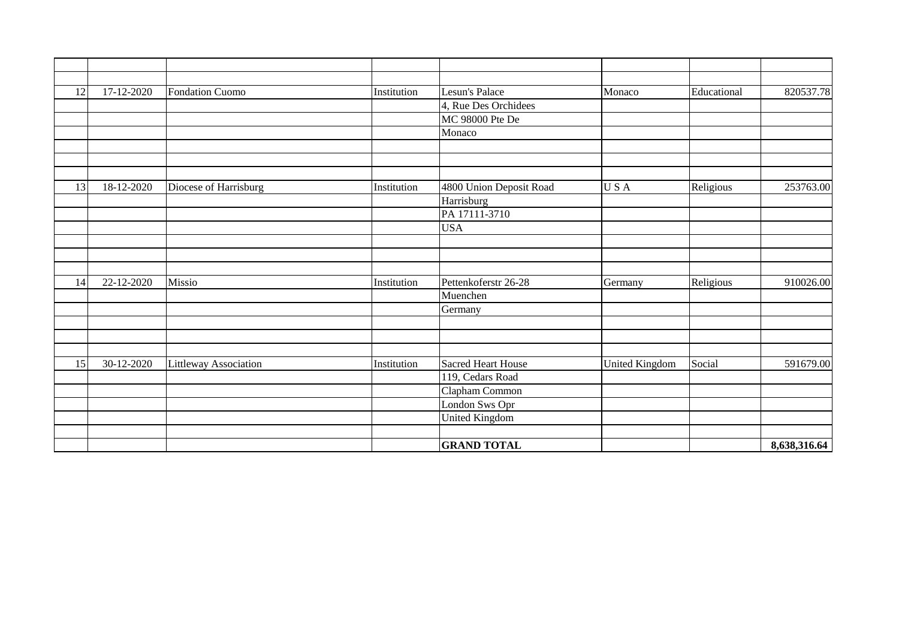| | | | | | | | |
|---|---|---|---|---|---|---|---|
| | | | | | | | |
| | | | | | | | |
| 12 | 17-12-2020 | Fondation Cuomo | Institution | Lesun's Palace | Monaco | Educational | 820537.78 |
| | | | | 4, Rue Des Orchidees | | | |
| | | | | MC 98000 Pte De | | | |
| | | | | Monaco | | | |
| | | | | | | | |
| | | | | | | | |
| | | | | | | | |
| 13 | 18-12-2020 | Diocese of Harrisburg | Institution | 4800 Union Deposit Road | U S A | Religious | 253763.00 |
| | | | | Harrisburg | | | |
| | | | | PA 17111-3710 | | | |
| | | | | USA | | | |
| | | | | | | | |
| | | | | | | | |
| | | | | | | | |
| 14 | 22-12-2020 | Missio | Institution | Pettenkoferstr 26-28 | Germany | Religious | 910026.00 |
| | | | | Muenchen | | | |
| | | | | Germany | | | |
| | | | | | | | |
| | | | | | | | |
| | | | | | | | |
| 15 | 30-12-2020 | Littleway Association | Institution | Sacred Heart House | United Kingdom | Social | 591679.00 |
| | | | | 119, Cedars Road | | | |
| | | | | Clapham Common | | | |
| | | | | London Sws Opr | | | |
| | | | | United Kingdom | | | |
| | | | | | | | |
| | | | | **GRAND TOTAL** | | | **8,638,316.64** |